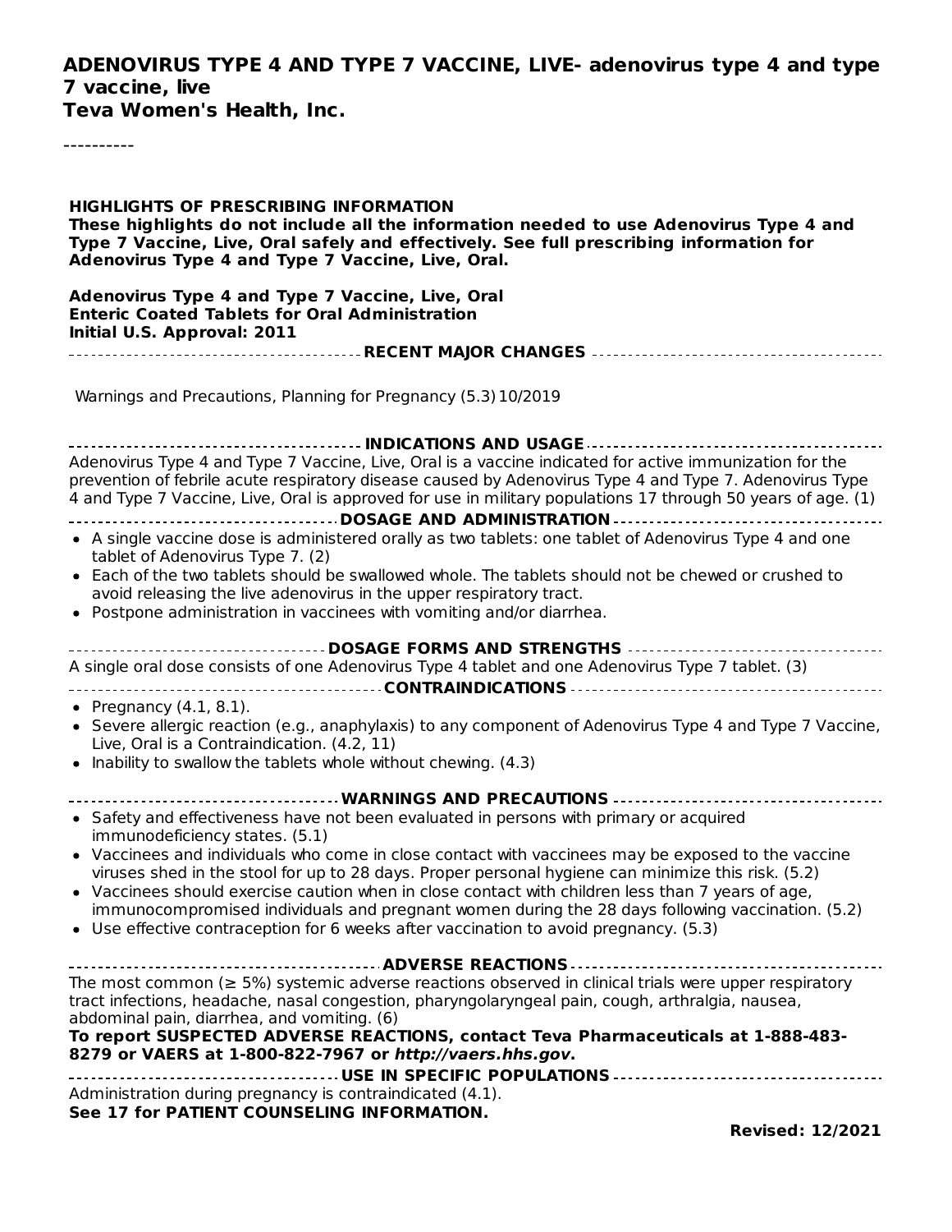# ADENOVIRUS TYPE 4 AND TYPE 7 VACCINE, LIVE- adenovirus type 4 and type 7 vaccine, live

**Teva Women's Health, Inc.**

----------

**HIGHLIGHTS OF PRESCRIBING INFORMATION**

**These highlights do not include all the information needed to use Adenovirus Type 4 and Type 7 Vaccine, Live, Oral safely and effectively. See full prescribing information for Adenovirus Type 4 and Type 7 Vaccine, Live, Oral.**

**Adenovirus Type 4 and Type 7 Vaccine, Live, Oral**
**Enteric Coated Tablets for Oral Administration**
**Initial U.S. Approval: 2011**

## RECENT MAJOR CHANGES

Warnings and Precautions, Planning for Pregnancy (5.3) 10/2019

## INDICATIONS AND USAGE

Adenovirus Type 4 and Type 7 Vaccine, Live, Oral is a vaccine indicated for active immunization for the prevention of febrile acute respiratory disease caused by Adenovirus Type 4 and Type 7. Adenovirus Type 4 and Type 7 Vaccine, Live, Oral is approved for use in military populations 17 through 50 years of age. (1)

## DOSAGE AND ADMINISTRATION

- A single vaccine dose is administered orally as two tablets: one tablet of Adenovirus Type 4 and one tablet of Adenovirus Type 7. (2)
- Each of the two tablets should be swallowed whole. The tablets should not be chewed or crushed to avoid releasing the live adenovirus in the upper respiratory tract.
- Postpone administration in vaccinees with vomiting and/or diarrhea.

## DOSAGE FORMS AND STRENGTHS

A single oral dose consists of one Adenovirus Type 4 tablet and one Adenovirus Type 7 tablet. (3)

## CONTRAINDICATIONS

- Pregnancy (4.1, 8.1).
- Severe allergic reaction (e.g., anaphylaxis) to any component of Adenovirus Type 4 and Type 7 Vaccine, Live, Oral is a Contraindication. (4.2, 11)
- Inability to swallow the tablets whole without chewing. (4.3)

## WARNINGS AND PRECAUTIONS

- Safety and effectiveness have not been evaluated in persons with primary or acquired immunodeficiency states. (5.1)
- Vaccinees and individuals who come in close contact with vaccinees may be exposed to the vaccine viruses shed in the stool for up to 28 days. Proper personal hygiene can minimize this risk. (5.2)
- Vaccinees should exercise caution when in close contact with children less than 7 years of age, immunocompromised individuals and pregnant women during the 28 days following vaccination. (5.2)
- Use effective contraception for 6 weeks after vaccination to avoid pregnancy. (5.3)

## ADVERSE REACTIONS

The most common (≥ 5%) systemic adverse reactions observed in clinical trials were upper respiratory tract infections, headache, nasal congestion, pharyngolaryngeal pain, cough, arthralgia, nausea, abdominal pain, diarrhea, and vomiting. (6)

**To report SUSPECTED ADVERSE REACTIONS, contact Teva Pharmaceuticals at 1-888-483-8279 or VAERS at 1-800-822-7967 or *http://vaers.hhs.gov*.**

## USE IN SPECIFIC POPULATIONS

Administration during pregnancy is contraindicated (4.1).

**See 17 for PATIENT COUNSELING INFORMATION.**

**Revised: 12/2021**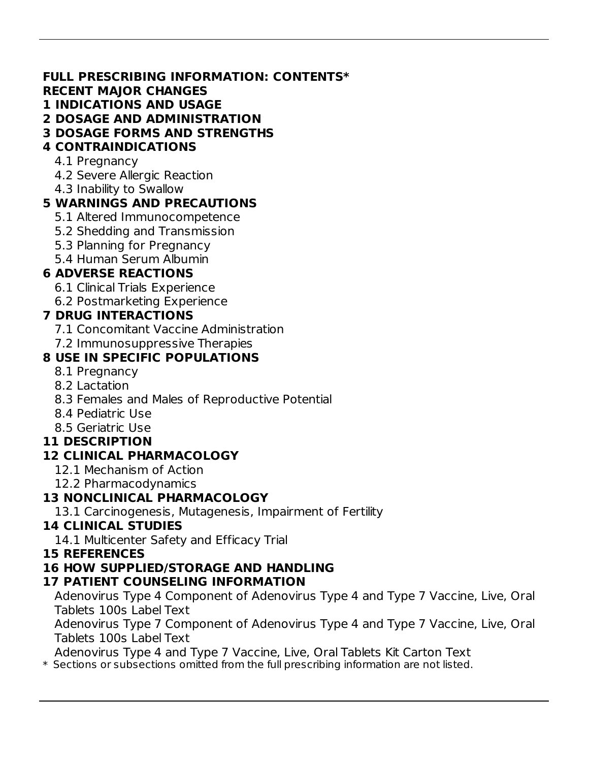**FULL PRESCRIBING INFORMATION: CONTENTS***

**RECENT MAJOR CHANGES**

**1 INDICATIONS AND USAGE**

**2 DOSAGE AND ADMINISTRATION**

**3 DOSAGE FORMS AND STRENGTHS**

**4 CONTRAINDICATIONS**

- 4.1 Pregnancy
- 4.2 Severe Allergic Reaction
- 4.3 Inability to Swallow

**5 WARNINGS AND PRECAUTIONS**

- 5.1 Altered Immunocompetence
- 5.2 Shedding and Transmission
- 5.3 Planning for Pregnancy
- 5.4 Human Serum Albumin

**6 ADVERSE REACTIONS**

- 6.1 Clinical Trials Experience
- 6.2 Postmarketing Experience

**7 DRUG INTERACTIONS**

- 7.1 Concomitant Vaccine Administration
- 7.2 Immunosuppressive Therapies

**8 USE IN SPECIFIC POPULATIONS**

- 8.1 Pregnancy
- 8.2 Lactation
- 8.3 Females and Males of Reproductive Potential
- 8.4 Pediatric Use
- 8.5 Geriatric Use

**11 DESCRIPTION**

**12 CLINICAL PHARMACOLOGY**

- 12.1 Mechanism of Action
- 12.2 Pharmacodynamics

**13 NONCLINICAL PHARMACOLOGY**

- 13.1 Carcinogenesis, Mutagenesis, Impairment of Fertility

**14 CLINICAL STUDIES**

- 14.1 Multicenter Safety and Efficacy Trial

**15 REFERENCES**

**16 HOW SUPPLIED/STORAGE AND HANDLING**

**17 PATIENT COUNSELING INFORMATION**

- Adenovirus Type 4 Component of Adenovirus Type 4 and Type 7 Vaccine, Live, Oral Tablets 100s Label Text
- Adenovirus Type 7 Component of Adenovirus Type 4 and Type 7 Vaccine, Live, Oral Tablets 100s Label Text
- Adenovirus Type 4 and Type 7 Vaccine, Live, Oral Tablets Kit Carton Text

\* Sections or subsections omitted from the full prescribing information are not listed.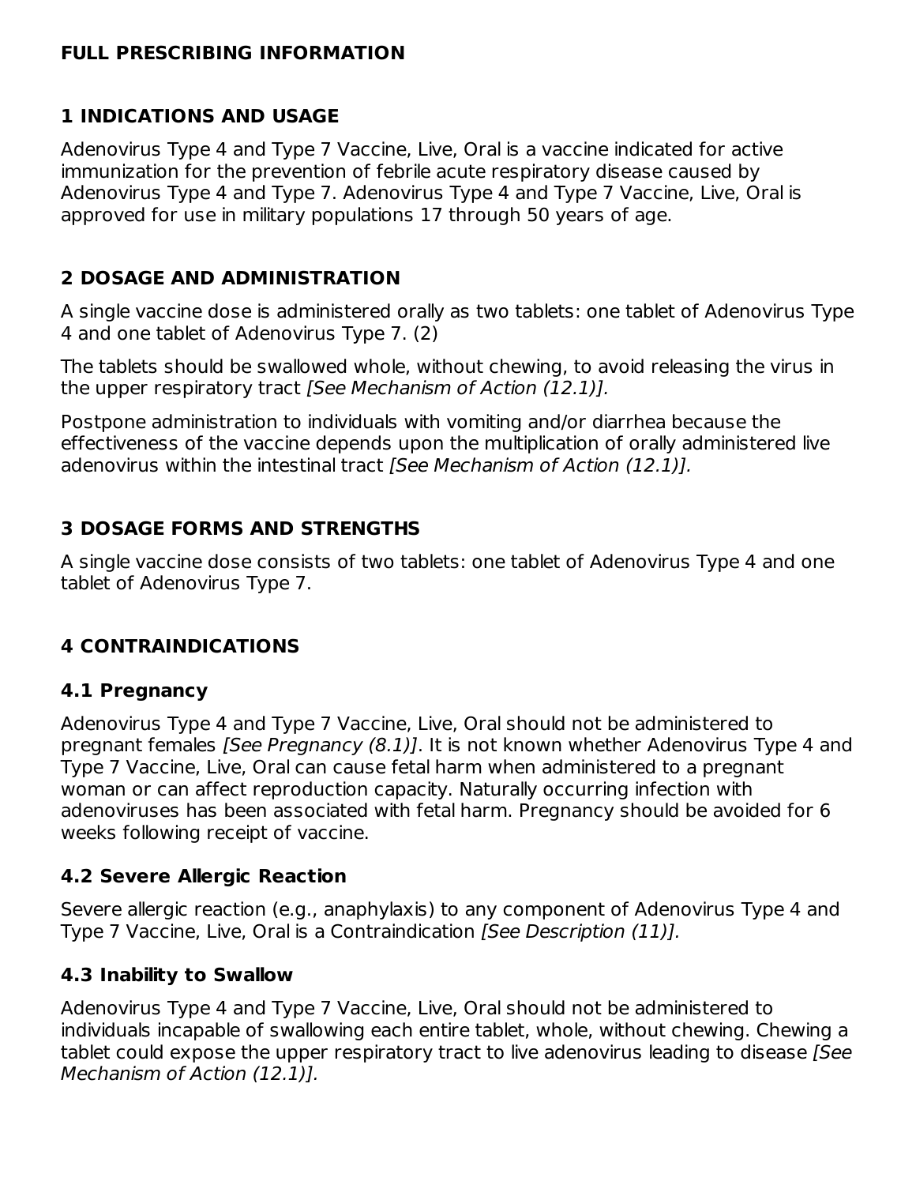## FULL PRESCRIBING INFORMATION

## 1 INDICATIONS AND USAGE

Adenovirus Type 4 and Type 7 Vaccine, Live, Oral is a vaccine indicated for active immunization for the prevention of febrile acute respiratory disease caused by Adenovirus Type 4 and Type 7. Adenovirus Type 4 and Type 7 Vaccine, Live, Oral is approved for use in military populations 17 through 50 years of age.

## 2 DOSAGE AND ADMINISTRATION

A single vaccine dose is administered orally as two tablets: one tablet of Adenovirus Type 4 and one tablet of Adenovirus Type 7. (2)

The tablets should be swallowed whole, without chewing, to avoid releasing the virus in the upper respiratory tract *[See Mechanism of Action (12.1)].*

Postpone administration to individuals with vomiting and/or diarrhea because the effectiveness of the vaccine depends upon the multiplication of orally administered live adenovirus within the intestinal tract *[See Mechanism of Action (12.1)].*

## 3 DOSAGE FORMS AND STRENGTHS

A single vaccine dose consists of two tablets: one tablet of Adenovirus Type 4 and one tablet of Adenovirus Type 7.

## 4 CONTRAINDICATIONS

### 4.1 Pregnancy

Adenovirus Type 4 and Type 7 Vaccine, Live, Oral should not be administered to pregnant females *[See Pregnancy (8.1)]*. It is not known whether Adenovirus Type 4 and Type 7 Vaccine, Live, Oral can cause fetal harm when administered to a pregnant woman or can affect reproduction capacity. Naturally occurring infection with adenoviruses has been associated with fetal harm. Pregnancy should be avoided for 6 weeks following receipt of vaccine.

### 4.2 Severe Allergic Reaction

Severe allergic reaction (e.g., anaphylaxis) to any component of Adenovirus Type 4 and Type 7 Vaccine, Live, Oral is a Contraindication *[See Description (11)].*

### 4.3 Inability to Swallow

Adenovirus Type 4 and Type 7 Vaccine, Live, Oral should not be administered to individuals incapable of swallowing each entire tablet, whole, without chewing. Chewing a tablet could expose the upper respiratory tract to live adenovirus leading to disease *[See Mechanism of Action (12.1)].*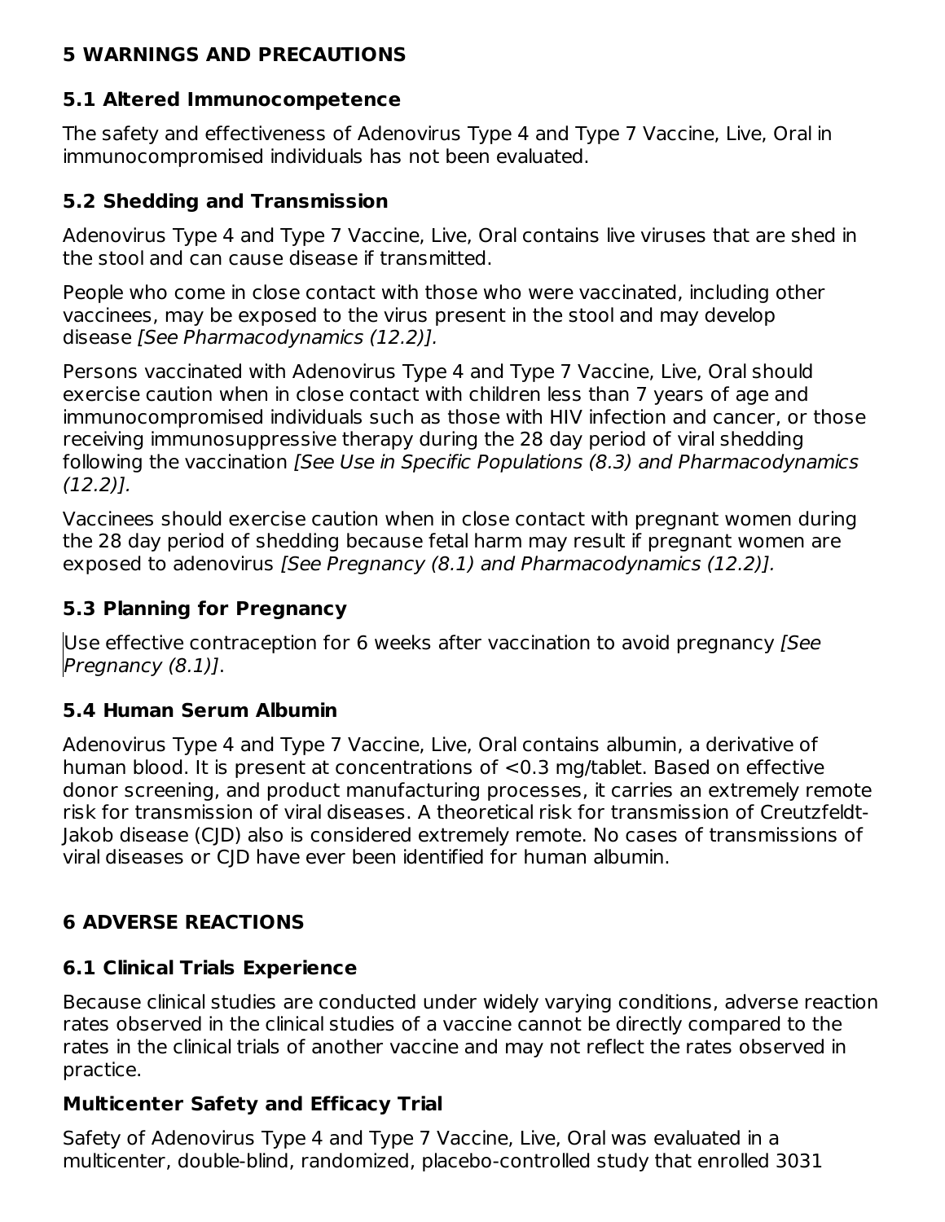## 5 WARNINGS AND PRECAUTIONS

### 5.1 Altered Immunocompetence

The safety and effectiveness of Adenovirus Type 4 and Type 7 Vaccine, Live, Oral in immunocompromised individuals has not been evaluated.

### 5.2 Shedding and Transmission

Adenovirus Type 4 and Type 7 Vaccine, Live, Oral contains live viruses that are shed in the stool and can cause disease if transmitted.

People who come in close contact with those who were vaccinated, including other vaccinees, may be exposed to the virus present in the stool and may develop disease *[See Pharmacodynamics (12.2)].*

Persons vaccinated with Adenovirus Type 4 and Type 7 Vaccine, Live, Oral should exercise caution when in close contact with children less than 7 years of age and immunocompromised individuals such as those with HIV infection and cancer, or those receiving immunosuppressive therapy during the 28 day period of viral shedding following the vaccination *[See Use in Specific Populations (8.3) and Pharmacodynamics (12.2)].*

Vaccinees should exercise caution when in close contact with pregnant women during the 28 day period of shedding because fetal harm may result if pregnant women are exposed to adenovirus *[See Pregnancy (8.1) and Pharmacodynamics (12.2)].*

### 5.3 Planning for Pregnancy

Use effective contraception for 6 weeks after vaccination to avoid pregnancy *[See Pregnancy (8.1)]*.

### 5.4 Human Serum Albumin

Adenovirus Type 4 and Type 7 Vaccine, Live, Oral contains albumin, a derivative of human blood. It is present at concentrations of <0.3 mg/tablet. Based on effective donor screening, and product manufacturing processes, it carries an extremely remote risk for transmission of viral diseases. A theoretical risk for transmission of Creutzfeldt-Jakob disease (CJD) also is considered extremely remote. No cases of transmissions of viral diseases or CJD have ever been identified for human albumin.

## 6 ADVERSE REACTIONS

### 6.1 Clinical Trials Experience

Because clinical studies are conducted under widely varying conditions, adverse reaction rates observed in the clinical studies of a vaccine cannot be directly compared to the rates in the clinical trials of another vaccine and may not reflect the rates observed in practice.

**Multicenter Safety and Efficacy Trial**

Safety of Adenovirus Type 4 and Type 7 Vaccine, Live, Oral was evaluated in a multicenter, double-blind, randomized, placebo-controlled study that enrolled 3031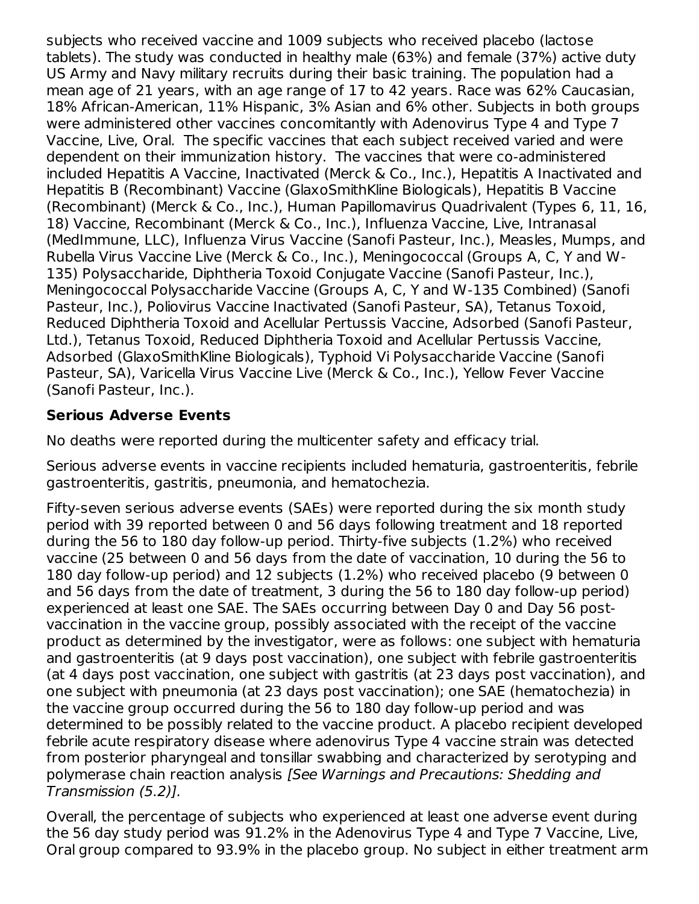subjects who received vaccine and 1009 subjects who received placebo (lactose tablets). The study was conducted in healthy male (63%) and female (37%) active duty US Army and Navy military recruits during their basic training. The population had a mean age of 21 years, with an age range of 17 to 42 years. Race was 62% Caucasian, 18% African-American, 11% Hispanic, 3% Asian and 6% other. Subjects in both groups were administered other vaccines concomitantly with Adenovirus Type 4 and Type 7 Vaccine, Live, Oral. The specific vaccines that each subject received varied and were dependent on their immunization history. The vaccines that were co-administered included Hepatitis A Vaccine, Inactivated (Merck & Co., Inc.), Hepatitis A Inactivated and Hepatitis B (Recombinant) Vaccine (GlaxoSmithKline Biologicals), Hepatitis B Vaccine (Recombinant) (Merck & Co., Inc.), Human Papillomavirus Quadrivalent (Types 6, 11, 16, 18) Vaccine, Recombinant (Merck & Co., Inc.), Influenza Vaccine, Live, Intranasal (MedImmune, LLC), Influenza Virus Vaccine (Sanofi Pasteur, Inc.), Measles, Mumps, and Rubella Virus Vaccine Live (Merck & Co., Inc.), Meningococcal (Groups A, C, Y and W-135) Polysaccharide, Diphtheria Toxoid Conjugate Vaccine (Sanofi Pasteur, Inc.), Meningococcal Polysaccharide Vaccine (Groups A, C, Y and W-135 Combined) (Sanofi Pasteur, Inc.), Poliovirus Vaccine Inactivated (Sanofi Pasteur, SA), Tetanus Toxoid, Reduced Diphtheria Toxoid and Acellular Pertussis Vaccine, Adsorbed (Sanofi Pasteur, Ltd.), Tetanus Toxoid, Reduced Diphtheria Toxoid and Acellular Pertussis Vaccine, Adsorbed (GlaxoSmithKline Biologicals), Typhoid Vi Polysaccharide Vaccine (Sanofi Pasteur, SA), Varicella Virus Vaccine Live (Merck & Co., Inc.), Yellow Fever Vaccine (Sanofi Pasteur, Inc.).

**Serious Adverse Events**

No deaths were reported during the multicenter safety and efficacy trial.

Serious adverse events in vaccine recipients included hematuria, gastroenteritis, febrile gastroenteritis, gastritis, pneumonia, and hematochezia.

Fifty-seven serious adverse events (SAEs) were reported during the six month study period with 39 reported between 0 and 56 days following treatment and 18 reported during the 56 to 180 day follow-up period. Thirty-five subjects (1.2%) who received vaccine (25 between 0 and 56 days from the date of vaccination, 10 during the 56 to 180 day follow-up period) and 12 subjects (1.2%) who received placebo (9 between 0 and 56 days from the date of treatment, 3 during the 56 to 180 day follow-up period) experienced at least one SAE. The SAEs occurring between Day 0 and Day 56 post-vaccination in the vaccine group, possibly associated with the receipt of the vaccine product as determined by the investigator, were as follows: one subject with hematuria and gastroenteritis (at 9 days post vaccination), one subject with febrile gastroenteritis (at 4 days post vaccination, one subject with gastritis (at 23 days post vaccination), and one subject with pneumonia (at 23 days post vaccination); one SAE (hematochezia) in the vaccine group occurred during the 56 to 180 day follow-up period and was determined to be possibly related to the vaccine product. A placebo recipient developed febrile acute respiratory disease where adenovirus Type 4 vaccine strain was detected from posterior pharyngeal and tonsillar swabbing and characterized by serotyping and polymerase chain reaction analysis *[See Warnings and Precautions: Shedding and Transmission (5.2)].*

Overall, the percentage of subjects who experienced at least one adverse event during the 56 day study period was 91.2% in the Adenovirus Type 4 and Type 7 Vaccine, Live, Oral group compared to 93.9% in the placebo group. No subject in either treatment arm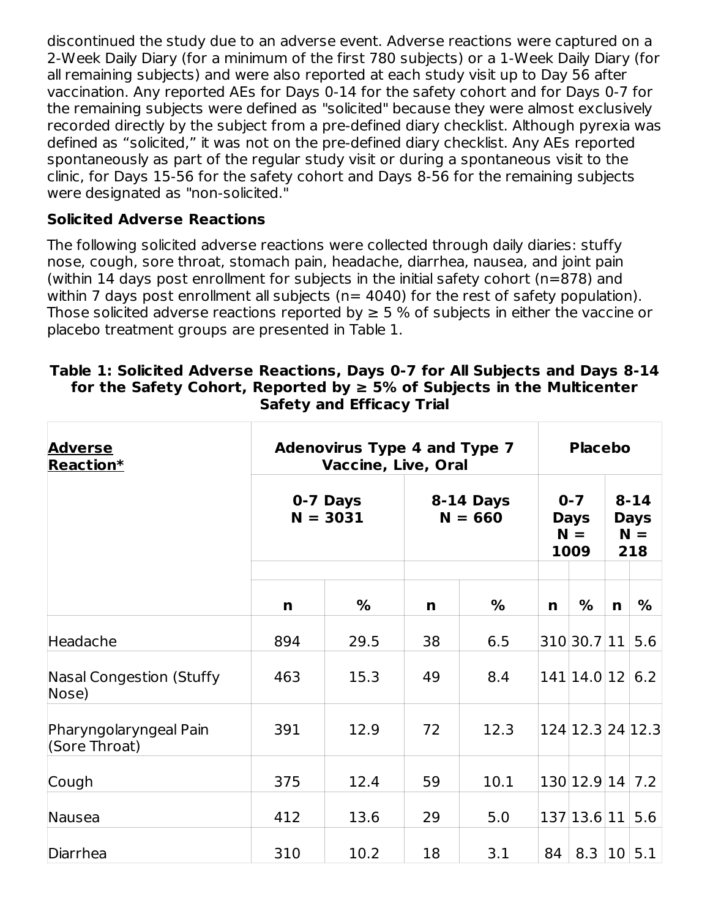discontinued the study due to an adverse event. Adverse reactions were captured on a 2-Week Daily Diary (for a minimum of the first 780 subjects) or a 1-Week Daily Diary (for all remaining subjects) and were also reported at each study visit up to Day 56 after vaccination. Any reported AEs for Days 0-14 for the safety cohort and for Days 0-7 for the remaining subjects were defined as "solicited" because they were almost exclusively recorded directly by the subject from a pre-defined diary checklist. Although pyrexia was defined as “solicited,” it was not on the pre-defined diary checklist. Any AEs reported spontaneously as part of the regular study visit or during a spontaneous visit to the clinic, for Days 15-56 for the safety cohort and Days 8-56 for the remaining subjects were designated as "non-solicited."

### Solicited Adverse Reactions

The following solicited adverse reactions were collected through daily diaries: stuffy nose, cough, sore throat, stomach pain, headache, diarrhea, nausea, and joint pain (within 14 days post enrollment for subjects in the initial safety cohort (n=878) and within 7 days post enrollment all subjects (n= 4040) for the rest of safety population). Those solicited adverse reactions reported by ≥ 5 % of subjects in either the vaccine or placebo treatment groups are presented in Table 1.

**Table 1: Solicited Adverse Reactions, Days 0-7 for All Subjects and Days 8-14 for the Safety Cohort, Reported by ≥ 5% of Subjects in the Multicenter Safety and Efficacy Trial**

| Adverse Reaction* | Adenovirus Type 4 and Type 7 Vaccine, Live, Oral | | | | Placebo | | | |
|---|---|---|---|---|---|---|---|---|
| | 0-7 Days N = 3031 | | 8-14 Days N = 660 | | 0-7 Days N = 1009 | | 8-14 Days N = 218 | |
| | n | % | n | % | n | % | n | % |
| Headache | 894 | 29.5 | 38 | 6.5 | 310 | 30.7 | 11 | 5.6 |
| Nasal Congestion (Stuffy Nose) | 463 | 15.3 | 49 | 8.4 | 141 | 14.0 | 12 | 6.2 |
| Pharyngolaryngeal Pain (Sore Throat) | 391 | 12.9 | 72 | 12.3 | 124 | 12.3 | 24 | 12.3 |
| Cough | 375 | 12.4 | 59 | 10.1 | 130 | 12.9 | 14 | 7.2 |
| Nausea | 412 | 13.6 | 29 | 5.0 | 137 | 13.6 | 11 | 5.6 |
| Diarrhea | 310 | 10.2 | 18 | 3.1 | 84 | 8.3 | 10 | 5.1 |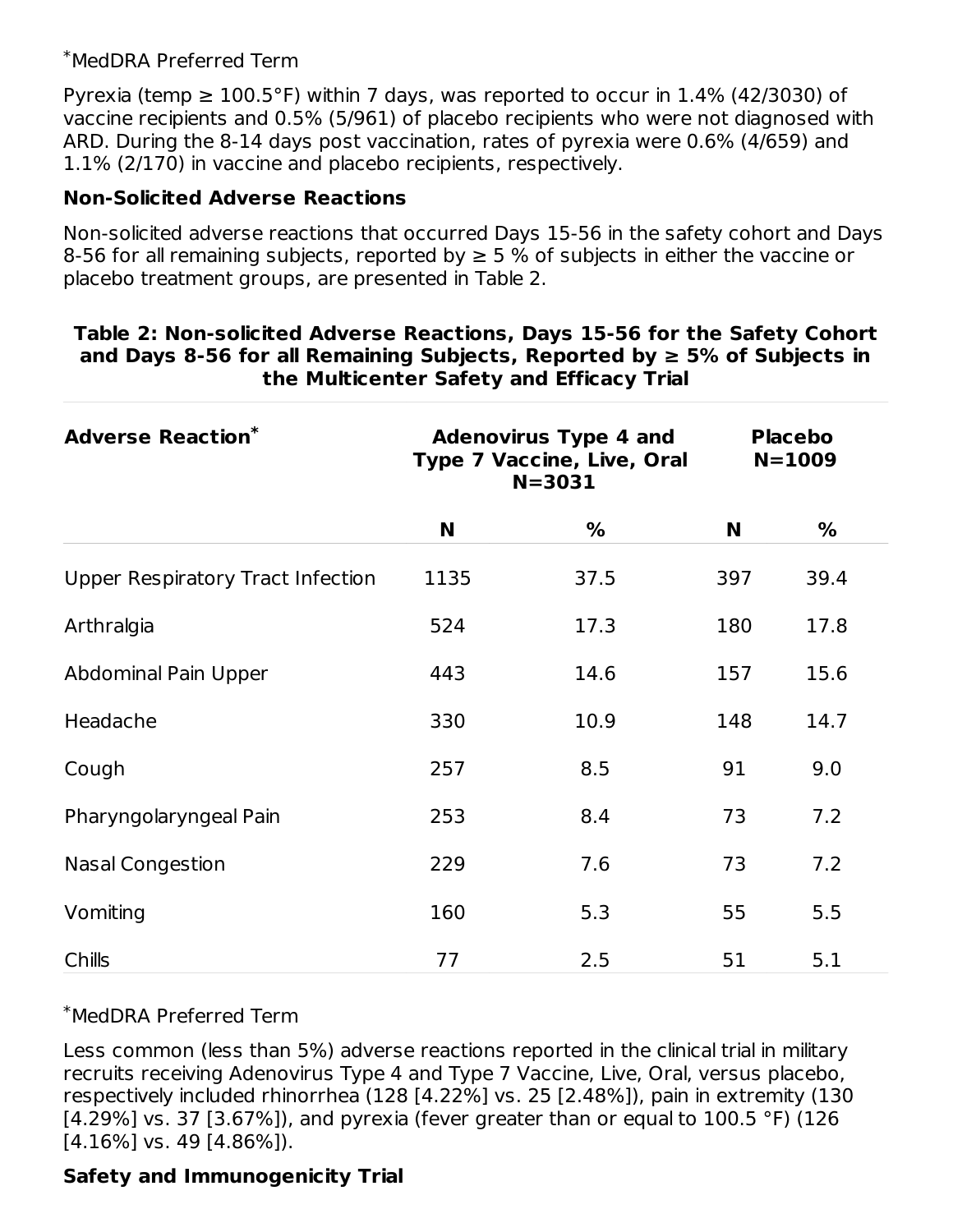*MedDRA Preferred Term

Pyrexia (temp ≥ 100.5°F) within 7 days, was reported to occur in 1.4% (42/3030) of vaccine recipients and 0.5% (5/961) of placebo recipients who were not diagnosed with ARD. During the 8-14 days post vaccination, rates of pyrexia were 0.6% (4/659) and 1.1% (2/170) in vaccine and placebo recipients, respectively.

**Non-Solicited Adverse Reactions**

Non-solicited adverse reactions that occurred Days 15-56 in the safety cohort and Days 8-56 for all remaining subjects, reported by ≥ 5 % of subjects in either the vaccine or placebo treatment groups, are presented in Table 2.

**Table 2: Non-solicited Adverse Reactions, Days 15-56 for the Safety Cohort and Days 8-56 for all Remaining Subjects, Reported by ≥ 5% of Subjects in the Multicenter Safety and Efficacy Trial**

| Adverse Reaction* | Adenovirus Type 4 and Type 7 Vaccine, Live, Oral N=3031 | | Placebo N=1009 | |
|---|---|---|---|---|
| | N | % | N | % |
| Upper Respiratory Tract Infection | 1135 | 37.5 | 397 | 39.4 |
| Arthralgia | 524 | 17.3 | 180 | 17.8 |
| Abdominal Pain Upper | 443 | 14.6 | 157 | 15.6 |
| Headache | 330 | 10.9 | 148 | 14.7 |
| Cough | 257 | 8.5 | 91 | 9.0 |
| Pharyngolaryngeal Pain | 253 | 8.4 | 73 | 7.2 |
| Nasal Congestion | 229 | 7.6 | 73 | 7.2 |
| Vomiting | 160 | 5.3 | 55 | 5.5 |
| Chills | 77 | 2.5 | 51 | 5.1 |

*MedDRA Preferred Term

Less common (less than 5%) adverse reactions reported in the clinical trial in military recruits receiving Adenovirus Type 4 and Type 7 Vaccine, Live, Oral, versus placebo, respectively included rhinorrhea (128 [4.22%] vs. 25 [2.48%]), pain in extremity (130 [4.29%] vs. 37 [3.67%]), and pyrexia (fever greater than or equal to 100.5 °F) (126 [4.16%] vs. 49 [4.86%]).

**Safety and Immunogenicity Trial**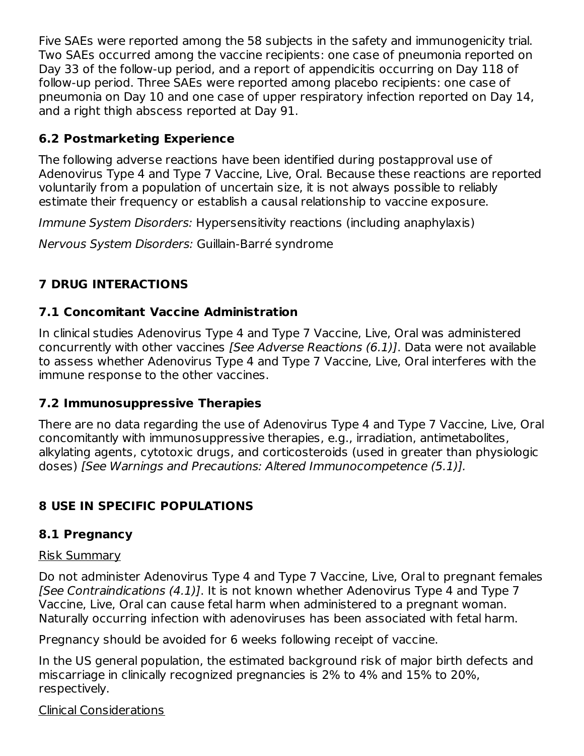Five SAEs were reported among the 58 subjects in the safety and immunogenicity trial. Two SAEs occurred among the vaccine recipients: one case of pneumonia reported on Day 33 of the follow-up period, and a report of appendicitis occurring on Day 118 of follow-up period. Three SAEs were reported among placebo recipients: one case of pneumonia on Day 10 and one case of upper respiratory infection reported on Day 14, and a right thigh abscess reported at Day 91.

### 6.2 Postmarketing Experience

The following adverse reactions have been identified during postapproval use of Adenovirus Type 4 and Type 7 Vaccine, Live, Oral. Because these reactions are reported voluntarily from a population of uncertain size, it is not always possible to reliably estimate their frequency or establish a causal relationship to vaccine exposure.

*Immune System Disorders:* Hypersensitivity reactions (including anaphylaxis)

*Nervous System Disorders:* Guillain-Barré syndrome

## 7 DRUG INTERACTIONS

### 7.1 Concomitant Vaccine Administration

In clinical studies Adenovirus Type 4 and Type 7 Vaccine, Live, Oral was administered concurrently with other vaccines *[See Adverse Reactions (6.1)]*. Data were not available to assess whether Adenovirus Type 4 and Type 7 Vaccine, Live, Oral interferes with the immune response to the other vaccines.

### 7.2 Immunosuppressive Therapies

There are no data regarding the use of Adenovirus Type 4 and Type 7 Vaccine, Live, Oral concomitantly with immunosuppressive therapies, e.g., irradiation, antimetabolites, alkylating agents, cytotoxic drugs, and corticosteroids (used in greater than physiologic doses) *[See Warnings and Precautions: Altered Immunocompetence (5.1)].*

## 8 USE IN SPECIFIC POPULATIONS

### 8.1 Pregnancy

<u>Risk Summary</u>

Do not administer Adenovirus Type 4 and Type 7 Vaccine, Live, Oral to pregnant females *[See Contraindications (4.1)]*. It is not known whether Adenovirus Type 4 and Type 7 Vaccine, Live, Oral can cause fetal harm when administered to a pregnant woman. Naturally occurring infection with adenoviruses has been associated with fetal harm.

Pregnancy should be avoided for 6 weeks following receipt of vaccine.

In the US general population, the estimated background risk of major birth defects and miscarriage in clinically recognized pregnancies is 2% to 4% and 15% to 20%, respectively.

<u>Clinical Considerations</u>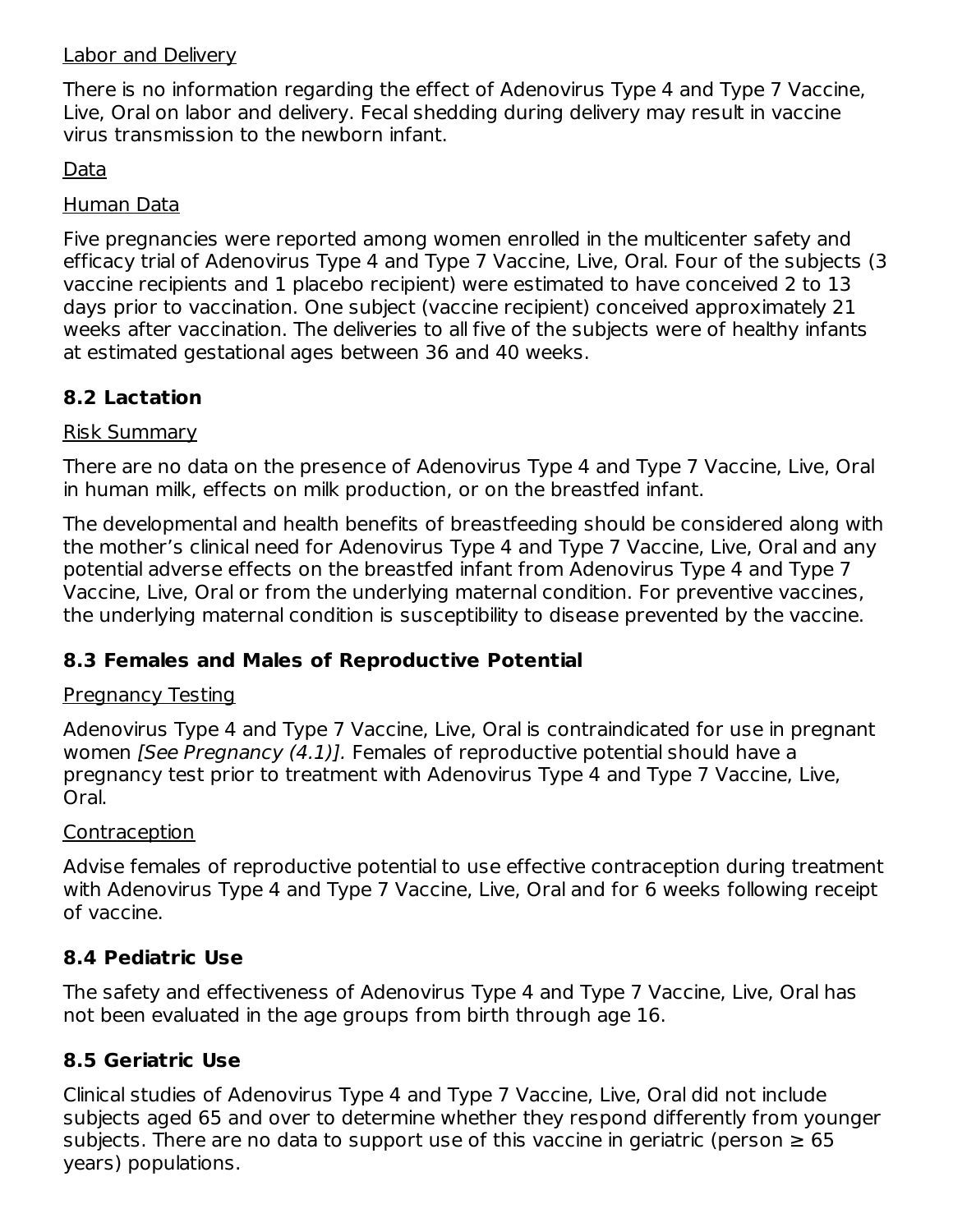Labor and Delivery

There is no information regarding the effect of Adenovirus Type 4 and Type 7 Vaccine, Live, Oral on labor and delivery. Fecal shedding during delivery may result in vaccine virus transmission to the newborn infant.

Data

Human Data

Five pregnancies were reported among women enrolled in the multicenter safety and efficacy trial of Adenovirus Type 4 and Type 7 Vaccine, Live, Oral. Four of the subjects (3 vaccine recipients and 1 placebo recipient) were estimated to have conceived 2 to 13 days prior to vaccination. One subject (vaccine recipient) conceived approximately 21 weeks after vaccination. The deliveries to all five of the subjects were of healthy infants at estimated gestational ages between 36 and 40 weeks.

## 8.2 Lactation

Risk Summary

There are no data on the presence of Adenovirus Type 4 and Type 7 Vaccine, Live, Oral in human milk, effects on milk production, or on the breastfed infant.

The developmental and health benefits of breastfeeding should be considered along with the mother's clinical need for Adenovirus Type 4 and Type 7 Vaccine, Live, Oral and any potential adverse effects on the breastfed infant from Adenovirus Type 4 and Type 7 Vaccine, Live, Oral or from the underlying maternal condition. For preventive vaccines, the underlying maternal condition is susceptibility to disease prevented by the vaccine.

## 8.3 Females and Males of Reproductive Potential

Pregnancy Testing

Adenovirus Type 4 and Type 7 Vaccine, Live, Oral is contraindicated for use in pregnant women *[See Pregnancy (4.1)]*. Females of reproductive potential should have a pregnancy test prior to treatment with Adenovirus Type 4 and Type 7 Vaccine, Live, Oral.

Contraception

Advise females of reproductive potential to use effective contraception during treatment with Adenovirus Type 4 and Type 7 Vaccine, Live, Oral and for 6 weeks following receipt of vaccine.

## 8.4 Pediatric Use

The safety and effectiveness of Adenovirus Type 4 and Type 7 Vaccine, Live, Oral has not been evaluated in the age groups from birth through age 16.

## 8.5 Geriatric Use

Clinical studies of Adenovirus Type 4 and Type 7 Vaccine, Live, Oral did not include subjects aged 65 and over to determine whether they respond differently from younger subjects. There are no data to support use of this vaccine in geriatric (person ≥ 65 years) populations.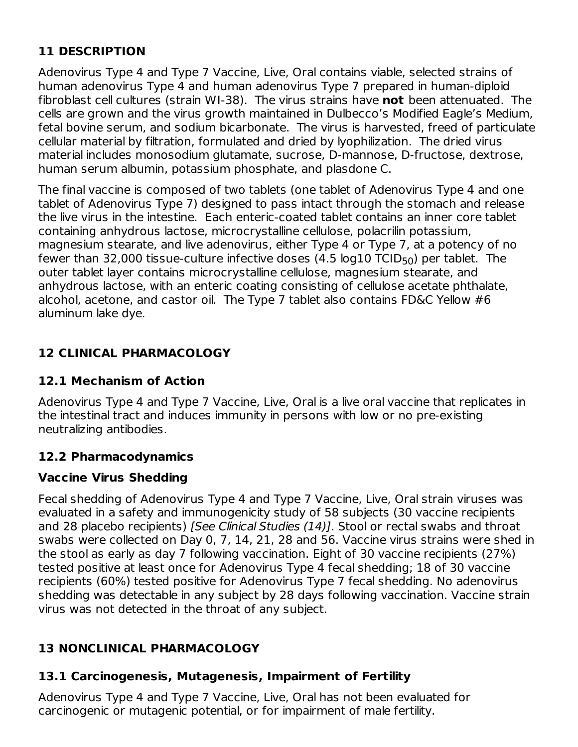## 11 DESCRIPTION

Adenovirus Type 4 and Type 7 Vaccine, Live, Oral contains viable, selected strains of human adenovirus Type 4 and human adenovirus Type 7 prepared in human-diploid fibroblast cell cultures (strain WI-38). The virus strains have **not** been attenuated. The cells are grown and the virus growth maintained in Dulbecco's Modified Eagle's Medium, fetal bovine serum, and sodium bicarbonate. The virus is harvested, freed of particulate cellular material by filtration, formulated and dried by lyophilization. The dried virus material includes monosodium glutamate, sucrose, D-mannose, D-fructose, dextrose, human serum albumin, potassium phosphate, and plasdone C.

The final vaccine is composed of two tablets (one tablet of Adenovirus Type 4 and one tablet of Adenovirus Type 7) designed to pass intact through the stomach and release the live virus in the intestine. Each enteric-coated tablet contains an inner core tablet containing anhydrous lactose, microcrystalline cellulose, polacrilin potassium, magnesium stearate, and live adenovirus, either Type 4 or Type 7, at a potency of no fewer than 32,000 tissue-culture infective doses (4.5 log10 $TCID_{50}$) per tablet. The outer tablet layer contains microcrystalline cellulose, magnesium stearate, and anhydrous lactose, with an enteric coating consisting of cellulose acetate phthalate, alcohol, acetone, and castor oil. The Type 7 tablet also contains FD&C Yellow #6 aluminum lake dye.

## 12 CLINICAL PHARMACOLOGY

### 12.1 Mechanism of Action

Adenovirus Type 4 and Type 7 Vaccine, Live, Oral is a live oral vaccine that replicates in the intestinal tract and induces immunity in persons with low or no pre-existing neutralizing antibodies.

### 12.2 Pharmacodynamics

**Vaccine Virus Shedding**

Fecal shedding of Adenovirus Type 4 and Type 7 Vaccine, Live, Oral strain viruses was evaluated in a safety and immunogenicity study of 58 subjects (30 vaccine recipients and 28 placebo recipients) *[See Clinical Studies (14)]*. Stool or rectal swabs and throat swabs were collected on Day 0, 7, 14, 21, 28 and 56. Vaccine virus strains were shed in the stool as early as day 7 following vaccination. Eight of 30 vaccine recipients (27%) tested positive at least once for Adenovirus Type 4 fecal shedding; 18 of 30 vaccine recipients (60%) tested positive for Adenovirus Type 7 fecal shedding. No adenovirus shedding was detectable in any subject by 28 days following vaccination. Vaccine strain virus was not detected in the throat of any subject.

## 13 NONCLINICAL PHARMACOLOGY

### 13.1 Carcinogenesis, Mutagenesis, Impairment of Fertility

Adenovirus Type 4 and Type 7 Vaccine, Live, Oral has not been evaluated for carcinogenic or mutagenic potential, or for impairment of male fertility.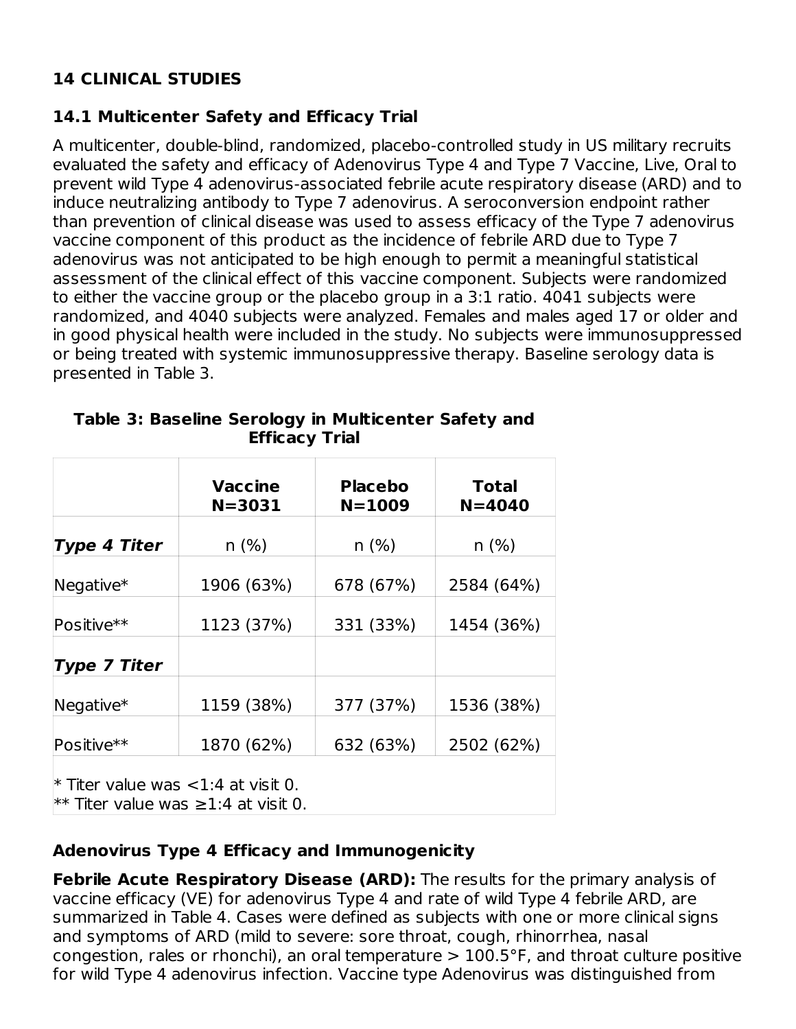## 14 CLINICAL STUDIES

### 14.1 Multicenter Safety and Efficacy Trial

A multicenter, double-blind, randomized, placebo-controlled study in US military recruits evaluated the safety and efficacy of Adenovirus Type 4 and Type 7 Vaccine, Live, Oral to prevent wild Type 4 adenovirus-associated febrile acute respiratory disease (ARD) and to induce neutralizing antibody to Type 7 adenovirus. A seroconversion endpoint rather than prevention of clinical disease was used to assess efficacy of the Type 7 adenovirus vaccine component of this product as the incidence of febrile ARD due to Type 7 adenovirus was not anticipated to be high enough to permit a meaningful statistical assessment of the clinical effect of this vaccine component. Subjects were randomized to either the vaccine group or the placebo group in a 3:1 ratio. 4041 subjects were randomized, and 4040 subjects were analyzed. Females and males aged 17 or older and in good physical health were included in the study. No subjects were immunosuppressed or being treated with systemic immunosuppressive therapy. Baseline serology data is presented in Table 3.

**Table 3: Baseline Serology in Multicenter Safety and Efficacy Trial**

| | Vaccine N=3031 | Placebo N=1009 | Total N=4040 |
|---|---|---|---|
| ***Type 4 Titer*** | n (%) | n (%) | n (%) |
| Negative* | 1906 (63%) | 678 (67%) | 2584 (64%) |
| Positive** | 1123 (37%) | 331 (33%) | 1454 (36%) |
| ***Type 7 Titer*** | | | |
| Negative* | 1159 (38%) | 377 (37%) | 1536 (38%) |
| Positive** | 1870 (62%) | 632 (63%) | 2502 (62%) |

\* Titer value was <1:4 at visit 0.
** Titer value was ≥1:4 at visit 0.

**Adenovirus Type 4 Efficacy and Immunogenicity**

**Febrile Acute Respiratory Disease (ARD):** The results for the primary analysis of vaccine efficacy (VE) for adenovirus Type 4 and rate of wild Type 4 febrile ARD, are summarized in Table 4. Cases were defined as subjects with one or more clinical signs and symptoms of ARD (mild to severe: sore throat, cough, rhinorrhea, nasal congestion, rales or rhonchi), an oral temperature > 100.5°F, and throat culture positive for wild Type 4 adenovirus infection. Vaccine type Adenovirus was distinguished from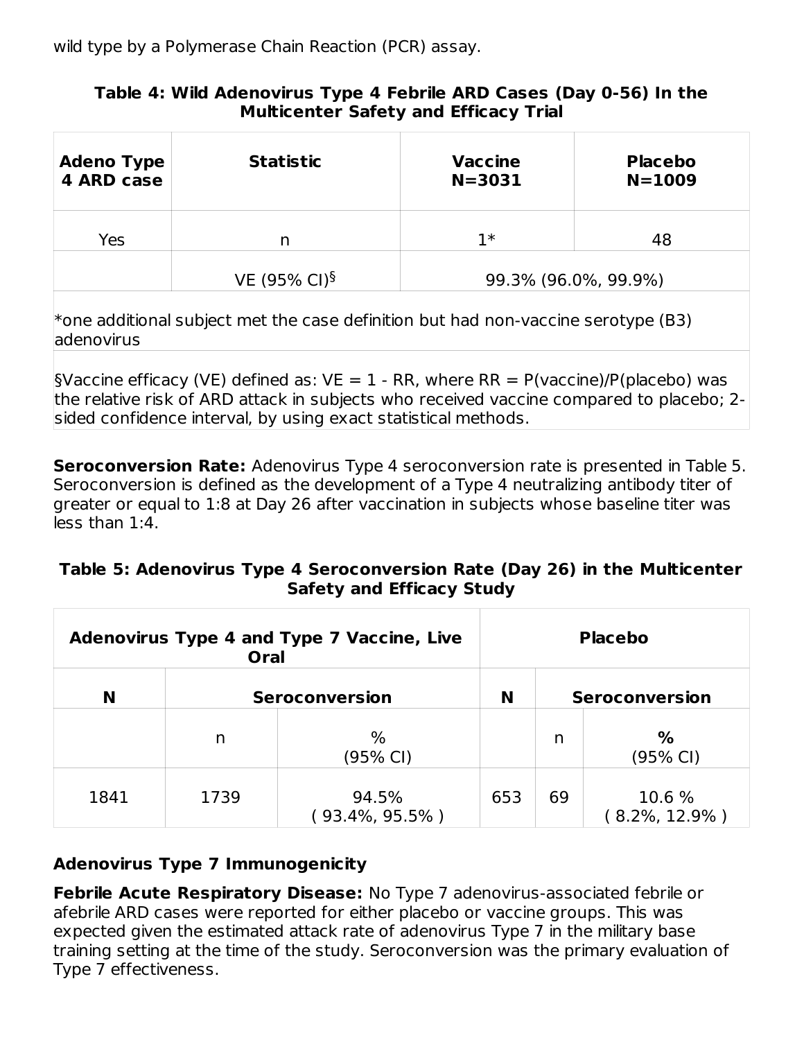wild type by a Polymerase Chain Reaction (PCR) assay.

**Table 4: Wild Adenovirus Type 4 Febrile ARD Cases (Day 0-56) In the Multicenter Safety and Efficacy Trial**

| Adeno Type 4 ARD case | Statistic | Vaccine N=3031 | Placebo N=1009 |
|---|---|---|---|
| Yes | n | 1* | 48 |
| | VE (95% CI)§ | 99.3% (96.0%, 99.9%) | |

*one additional subject met the case definition but had non-vaccine serotype (B3) adenovirus

§Vaccine efficacy (VE) defined as: VE = 1 - RR, where RR = P(vaccine)/P(placebo) was the relative risk of ARD attack in subjects who received vaccine compared to placebo; 2-sided confidence interval, by using exact statistical methods.

**Seroconversion Rate:** Adenovirus Type 4 seroconversion rate is presented in Table 5. Seroconversion is defined as the development of a Type 4 neutralizing antibody titer of greater or equal to 1:8 at Day 26 after vaccination in subjects whose baseline titer was less than 1:4.

**Table 5: Adenovirus Type 4 Seroconversion Rate (Day 26) in the Multicenter Safety and Efficacy Study**

| Adenovirus Type 4 and Type 7 Vaccine, Live Oral | | | Placebo | | |
|---|---|---|---|---|---|
| N | Seroconversion | | N | Seroconversion | |
| | n | % (95% CI) | | n | % (95% CI) |
| 1841 | 1739 | 94.5% ( 93.4%, 95.5% ) | 653 | 69 | 10.6 % ( 8.2%, 12.9% ) |

### Adenovirus Type 7 Immunogenicity

**Febrile Acute Respiratory Disease:** No Type 7 adenovirus-associated febrile or afebrile ARD cases were reported for either placebo or vaccine groups. This was expected given the estimated attack rate of adenovirus Type 7 in the military base training setting at the time of the study. Seroconversion was the primary evaluation of Type 7 effectiveness.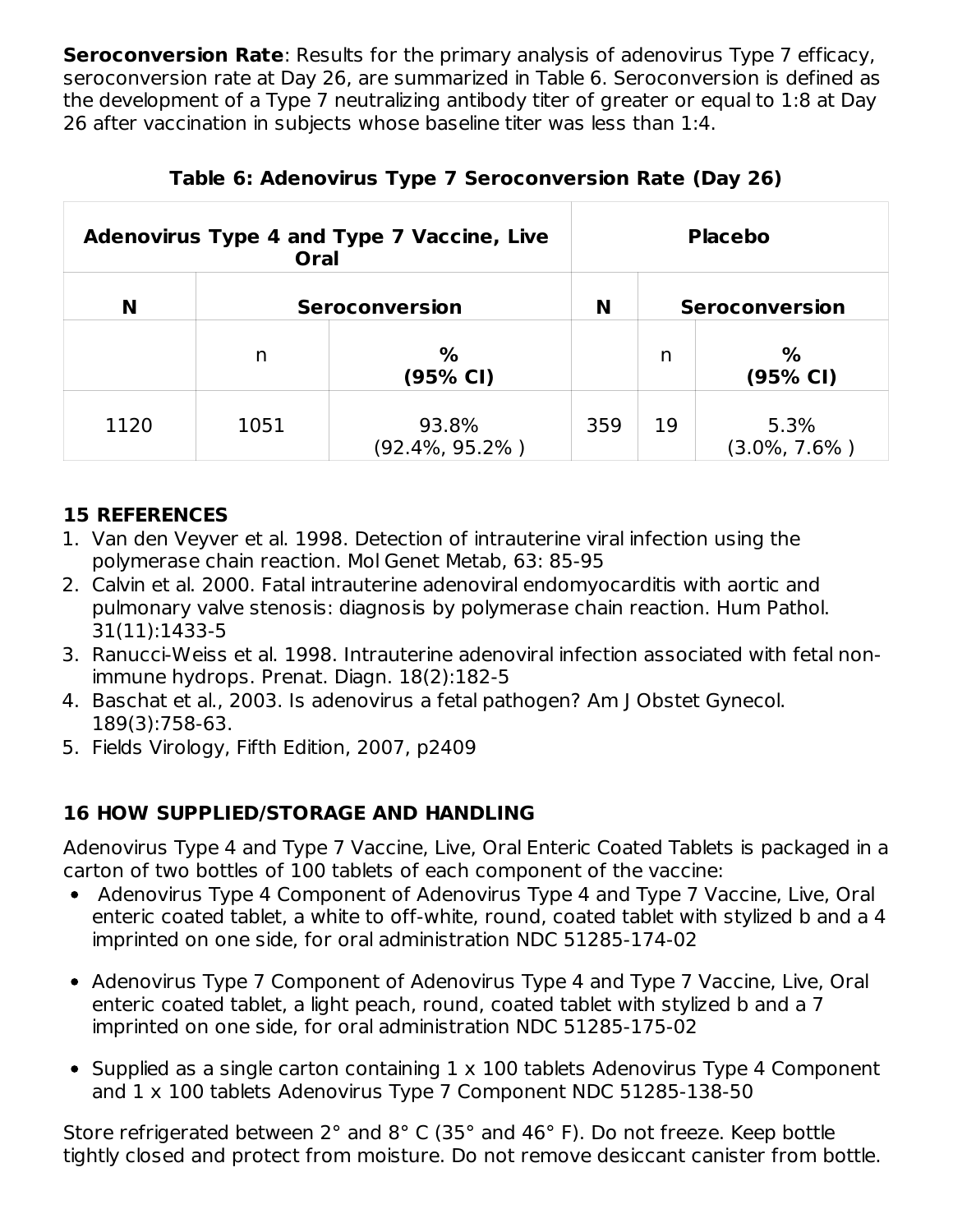**Seroconversion Rate**: Results for the primary analysis of adenovirus Type 7 efficacy, seroconversion rate at Day 26, are summarized in Table 6. Seroconversion is defined as the development of a Type 7 neutralizing antibody titer of greater or equal to 1:8 at Day 26 after vaccination in subjects whose baseline titer was less than 1:4.

**Table 6: Adenovirus Type 7 Seroconversion Rate (Day 26)**

| Adenovirus Type 4 and Type 7 Vaccine, Live Oral | | | Placebo | | |
|---|---|---|---|---|---|
| **N** | **Seroconversion** | | **N** | **Seroconversion** | |
| | n | **%** **(95% CI)** | | n | **%** **(95% CI)** |
| 1120 | 1051 | 93.8% (92.4%, 95.2% ) | 359 | 19 | 5.3% (3.0%, 7.6% ) |

## 15 REFERENCES

1. Van den Veyver et al. 1998. Detection of intrauterine viral infection using the polymerase chain reaction. Mol Genet Metab, 63: 85-95
2. Calvin et al. 2000. Fatal intrauterine adenoviral endomyocarditis with aortic and pulmonary valve stenosis: diagnosis by polymerase chain reaction. Hum Pathol. 31(11):1433-5
3. Ranucci-Weiss et al. 1998. Intrauterine adenoviral infection associated with fetal non-immune hydrops. Prenat. Diagn. 18(2):182-5
4. Baschat et al., 2003. Is adenovirus a fetal pathogen? Am J Obstet Gynecol. 189(3):758-63.
5. Fields Virology, Fifth Edition, 2007, p2409

## 16 HOW SUPPLIED/STORAGE AND HANDLING

Adenovirus Type 4 and Type 7 Vaccine, Live, Oral Enteric Coated Tablets is packaged in a carton of two bottles of 100 tablets of each component of the vaccine:

- Adenovirus Type 4 Component of Adenovirus Type 4 and Type 7 Vaccine, Live, Oral enteric coated tablet, a white to off-white, round, coated tablet with stylized b and a 4 imprinted on one side, for oral administration NDC 51285-174-02
- Adenovirus Type 7 Component of Adenovirus Type 4 and Type 7 Vaccine, Live, Oral enteric coated tablet, a light peach, round, coated tablet with stylized b and a 7 imprinted on one side, for oral administration NDC 51285-175-02
- Supplied as a single carton containing 1 x 100 tablets Adenovirus Type 4 Component and 1 x 100 tablets Adenovirus Type 7 Component NDC 51285-138-50

Store refrigerated between 2° and 8° C (35° and 46° F). Do not freeze. Keep bottle tightly closed and protect from moisture. Do not remove desiccant canister from bottle.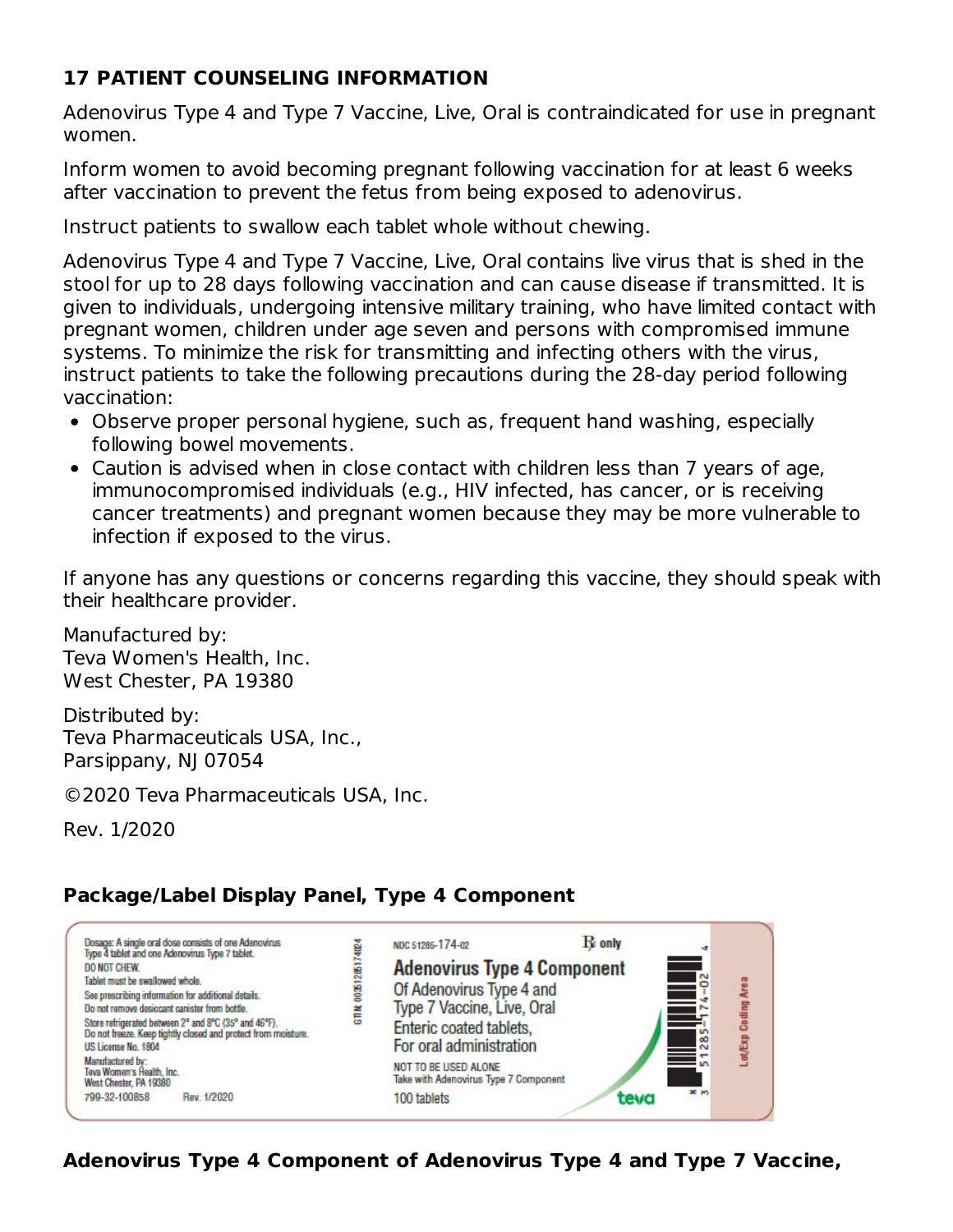## 17 PATIENT COUNSELING INFORMATION

Adenovirus Type 4 and Type 7 Vaccine, Live, Oral is contraindicated for use in pregnant women.

Inform women to avoid becoming pregnant following vaccination for at least 6 weeks after vaccination to prevent the fetus from being exposed to adenovirus.

Instruct patients to swallow each tablet whole without chewing.

Adenovirus Type 4 and Type 7 Vaccine, Live, Oral contains live virus that is shed in the stool for up to 28 days following vaccination and can cause disease if transmitted. It is given to individuals, undergoing intensive military training, who have limited contact with pregnant women, children under age seven and persons with compromised immune systems. To minimize the risk for transmitting and infecting others with the virus, instruct patients to take the following precautions during the 28-day period following vaccination:

- Observe proper personal hygiene, such as, frequent hand washing, especially following bowel movements.
- Caution is advised when in close contact with children less than 7 years of age, immunocompromised individuals (e.g., HIV infected, has cancer, or is receiving cancer treatments) and pregnant women because they may be more vulnerable to infection if exposed to the virus.

If anyone has any questions or concerns regarding this vaccine, they should speak with their healthcare provider.

Manufactured by:
Teva Women's Health, Inc.
West Chester, PA 19380

Distributed by:
Teva Pharmaceuticals USA, Inc.,
Parsippany, NJ 07054

©2020 Teva Pharmaceuticals USA, Inc.

Rev. 1/2020

### Package/Label Display Panel, Type 4 Component

Dosage: A single oral dose consists of one Adenovirus Type 4 tablet and one Adenovirus Type 7 tablet.
DO NOT CHEW.
Tablet must be swallowed whole.
See prescribing information for additional details.
Do not remove desiccant canister from bottle.
Store refrigerated between 2° and 8°C (35° and 46°F).
Do not freeze. Keep tightly closed and protect from moisture.
US License No. 1804
Manufactured by:
Teva Women's Health, Inc.
West Chester, PA 19380
799-32-100858 Rev. 1/2020

GTIN: 00351285174024

NDC 51285-174-02
℞ only
Adenovirus Type 4 Component
Of Adenovirus Type 4 and Type 7 Vaccine, Live, Oral
Enteric coated tablets,
For oral administration
NOT TO BE USED ALONE
Take with Adenovirus Type 7 Component
100 tablets
teva

3 51285-174-02 4

Lot/Exp Coding Area

**Adenovirus Type 4 Component of Adenovirus Type 4 and Type 7 Vaccine,**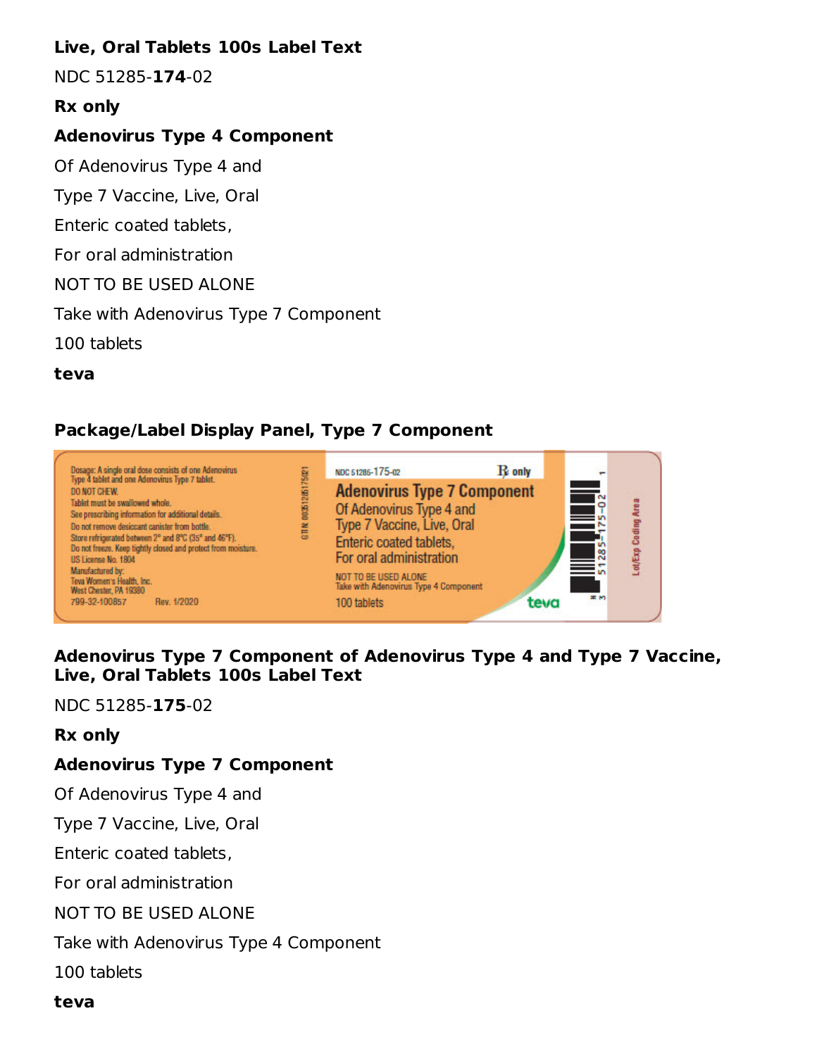**Live, Oral Tablets 100s Label Text**

NDC 51285-**174**-02

**Rx only**

**Adenovirus Type 4 Component**

Of Adenovirus Type 4 and

Type 7 Vaccine, Live, Oral

Enteric coated tablets,

For oral administration

NOT TO BE USED ALONE

Take with Adenovirus Type 7 Component

100 tablets

**teva**

**Package/Label Display Panel, Type 7 Component**

Dosage: A single oral dose consists of one Adenovirus Type 4 tablet and one Adenovirus Type 7 tablet.
DO NOT CHEW.
Tablet must be swallowed whole.
See prescribing information for additional details.
Do not remove desiccant canister from bottle.
Store refrigerated between 2° and 8°C (35° and 46°F).
Do not freeze. Keep tightly closed and protect from moisture.
US License No. 1804
Manufactured by:
Teva Women's Health, Inc.
West Chester, PA 19380
799-32-100857 Rev. 1/2020

GTIN: 00351285175021

NDC 51285-175-02 ℞ only

Adenovirus Type 7 Component
Of Adenovirus Type 4 and
Type 7 Vaccine, Live, Oral
Enteric coated tablets,
For oral administration

NOT TO BE USED ALONE
Take with Adenovirus Type 4 Component

100 tablets

teva

3 51285-175-02 1

Lot/Exp Coding Area

**Adenovirus Type 7 Component of Adenovirus Type 4 and Type 7 Vaccine, Live, Oral Tablets 100s Label Text**

NDC 51285-**175**-02

**Rx only**

**Adenovirus Type 7 Component**

Of Adenovirus Type 4 and

Type 7 Vaccine, Live, Oral

Enteric coated tablets,

For oral administration

NOT TO BE USED ALONE

Take with Adenovirus Type 4 Component

100 tablets

**teva**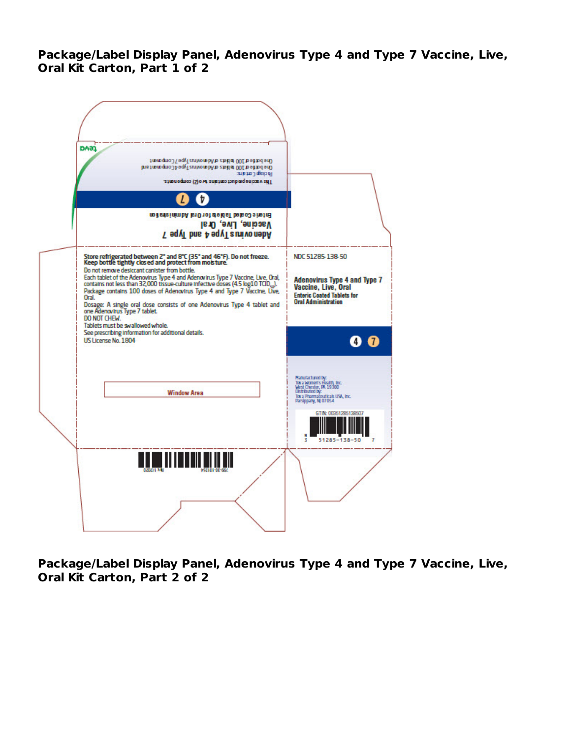**Package/Label Display Panel, Adenovirus Type 4 and Type 7 Vaccine, Live, Oral Kit Carton, Part 1 of 2**

teva

This vaccine product contains two (2) components.

Package Contains:

One bottle of 100 tablets of Adenovirus Type 4 Component and

One bottle of 100 tablets of Adenovirus Type 7 Component

4 7

Adenovirus Type 4 and Type 7 Vaccine, Live, Oral

Enteric Coated Tablets for Oral Administration

Store refrigerated between 2° and 8°C (35° and 46°F). Do not freeze. Keep bottle tightly closed and protect from moisture.

Do not remove desiccant canister from bottle.

Each tablet of the Adenovirus Type 4 and Adenovirus Type 7 Vaccine, Live, Oral, contains not less than 32,000 tissue-culture infective doses (4.5 log10 $TCID_{50}$).

Package contains 100 doses of Adenovirus Type 4 and Type 7 Vaccine, Live, Oral.

Dosage: A single oral dose consists of one Adenovirus Type 4 tablet and one Adenovirus Type 7 tablet.

DO NOT CHEW.

Tablets must be swallowed whole.

See prescribing information for additional details.

US License No. 1804

Window Area

NDC 51285-138-50

Adenovirus Type 4 and Type 7 Vaccine, Live, Oral

Enteric Coated Tablets for Oral Administration

4 7

Manufactured by:
Teva Women's Health, Inc.
West Chester, PA 19380
Distributed by:
Teva Pharmaceuticals USA, Inc.
Parsippany, NJ 07054

GTIN: 00351285138507

N 3 51285-138-50 7

Rev 1/2020

**Package/Label Display Panel, Adenovirus Type 4 and Type 7 Vaccine, Live, Oral Kit Carton, Part 2 of 2**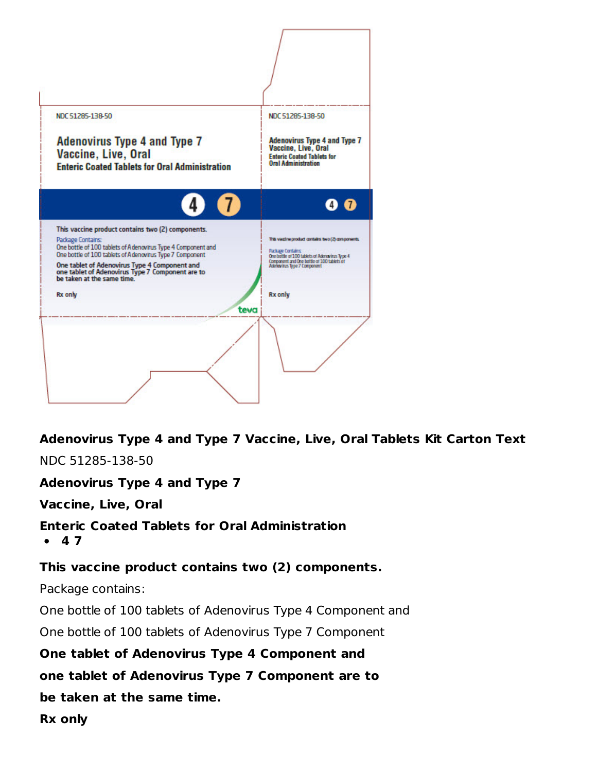NDC 51285-138-50

Adenovirus Type 4 and Type 7
Vaccine, Live, Oral
Enteric Coated Tablets for Oral Administration

4 7

This vaccine product contains two (2) components.

Package Contains:
One bottle of 100 tablets of Adenovirus Type 4 Component and
One bottle of 100 tablets of Adenovirus Type 7 Component

One tablet of Adenovirus Type 4 Component and
one tablet of Adenovirus Type 7 Component are to
be taken at the same time.

Rx only

teva

NDC 51285-138-50

Adenovirus Type 4 and Type 7
Vaccine, Live, Oral
Enteric Coated Tablets for
Oral Administration

4 7

This vaccine product contains two (2) components.

Package Contains:
One bottle of 100 tablets of Adenovirus Type 4
Component and One bottle of 100 tablets of
Adenovirus Type 7 Component

Rx only

**Adenovirus Type 4 and Type 7 Vaccine, Live, Oral Tablets Kit Carton Text**

NDC 51285-138-50

**Adenovirus Type 4 and Type 7**

**Vaccine, Live, Oral**

**Enteric Coated Tablets for Oral Administration**

- **4 7**

**This vaccine product contains two (2) components.**

Package contains:

One bottle of 100 tablets of Adenovirus Type 4 Component and

One bottle of 100 tablets of Adenovirus Type 7 Component

**One tablet of Adenovirus Type 4 Component and**

**one tablet of Adenovirus Type 7 Component are to**

**be taken at the same time.**

**Rx only**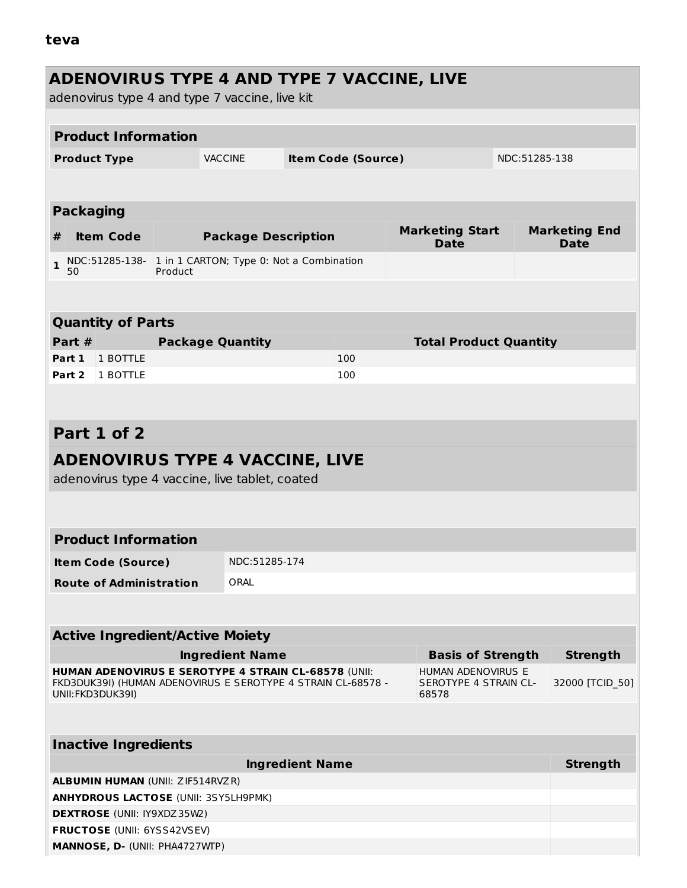**teva**

# ADENOVIRUS TYPE 4 AND TYPE 7 VACCINE, LIVE

adenovirus type 4 and type 7 vaccine, live kit

| Product Information | | | |
|---|---|---|---|
| **Product Type** | VACCINE | **Item Code (Source)** | NDC:51285-138 |

| Packaging | | | | |
|---|---|---|---|---|
| **#** | **Item Code** | **Package Description** | **Marketing Start Date** | **Marketing End Date** |
| 1 | NDC:51285-138-50 | 1 in 1 CARTON; Type 0: Not a Combination Product | | |

| Quantity of Parts | | |
|---|---|---|
| **Part #** | **Package Quantity** | **Total Product Quantity** |
| **Part 1** | 1 BOTTLE | 100 |
| **Part 2** | 1 BOTTLE | 100 |

## Part 1 of 2

## ADENOVIRUS TYPE 4 VACCINE, LIVE

adenovirus type 4 vaccine, live tablet, coated

| Product Information | |
|---|---|
| **Item Code (Source)** | NDC:51285-174 |
| **Route of Administration** | ORAL |

| Active Ingredient/Active Moiety | | |
|---|---|---|
| **Ingredient Name** | **Basis of Strength** | **Strength** |
| **HUMAN ADENOVIRUS E SEROTYPE 4 STRAIN CL-68578** (UNII: FKD3DUK39I) (HUMAN ADENOVIRUS E SEROTYPE 4 STRAIN CL-68578 - UNII:FKD3DUK39I) | HUMAN ADENOVIRUS E SEROTYPE 4 STRAIN CL-68578 | 32000 [TCID_50] |

| Inactive Ingredients | |
|---|---|
| **Ingredient Name** | **Strength** |
| **ALBUMIN HUMAN** (UNII: ZIF514RVZR) | |
| **ANHYDROUS LACTOSE** (UNII: 3SY5LH9PMK) | |
| **DEXTROSE** (UNII: IY9XDZ35W2) | |
| **FRUCTOSE** (UNII: 6YSS42VSEV) | |
| **MANNOSE, D-** (UNII: PHA4727WTP) | |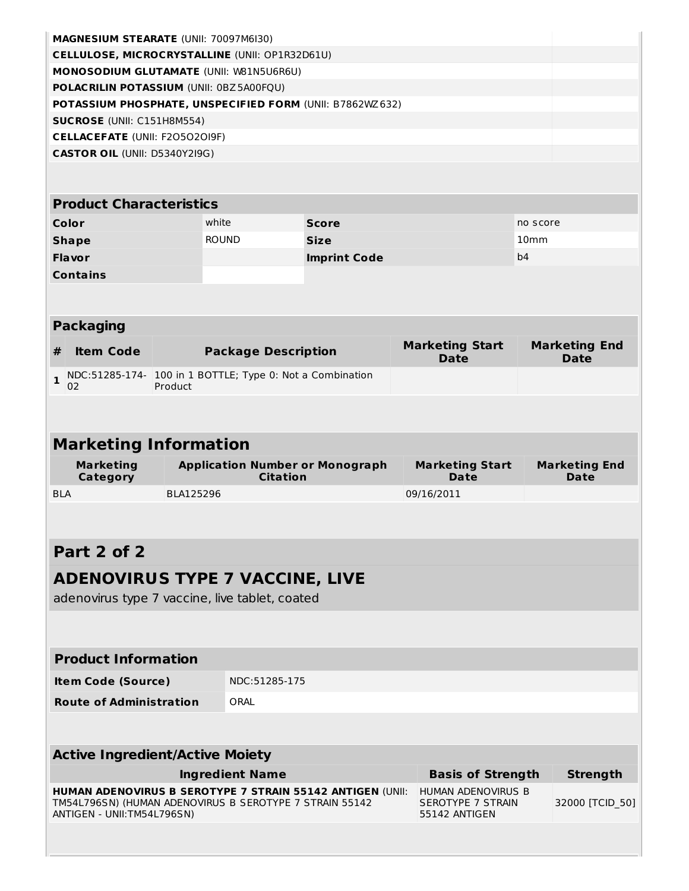| | |
|---|---|
| **MAGNESIUM STEARATE** (UNII: 70097M6I30) | |
| **CELLULOSE, MICROCRYSTALLINE** (UNII: OP1R32D61U) | |
| **MONOSODIUM GLUTAMATE** (UNII: W81N5U6R6U) | |
| **POLACRILIN POTASSIUM** (UNII: 0BZ5A00FQU) | |
| **POTASSIUM PHOSPHATE, UNSPECIFIED FORM** (UNII: B7862WZ632) | |
| **SUCROSE** (UNII: C151H8M554) | |
| **CELLACEFATE** (UNII: F2O5O2OI9F) | |
| **CASTOR OIL** (UNII: D5340Y2I9G) | |

| Product Characteristics | | | |
|---|---|---|---|
| **Color** | white | **Score** | no score |
| **Shape** | ROUND | **Size** | 10mm |
| **Flavor** | | **Imprint Code** | b4 |
| **Contains** | | | |

| Packaging | | | | |
|---|---|---|---|---|
| **#** | **Item Code** | **Package Description** | **Marketing Start Date** | **Marketing End Date** |
| **1** | NDC:51285-174-02 | 100 in 1 BOTTLE; Type 0: Not a Combination Product | | |

| Marketing Information | | | |
|---|---|---|---|
| **Marketing Category** | **Application Number or Monograph Citation** | **Marketing Start Date** | **Marketing End Date** |
| BLA | BLA125296 | 09/16/2011 | |

## Part 2 of 2

## ADENOVIRUS TYPE 7 VACCINE, LIVE

adenovirus type 7 vaccine, live tablet, coated

| Product Information | |
|---|---|
| **Item Code (Source)** | NDC:51285-175 |
| **Route of Administration** | ORAL |

| Active Ingredient/Active Moiety | | |
|---|---|---|
| **Ingredient Name** | **Basis of Strength** | **Strength** |
| **HUMAN ADENOVIRUS B SEROTYPE 7 STRAIN 55142 ANTIGEN** (UNII: TM54L796SN) (HUMAN ADENOVIRUS B SEROTYPE 7 STRAIN 55142 ANTIGEN - UNII:TM54L796SN) | HUMAN ADENOVIRUS B SEROTYPE 7 STRAIN 55142 ANTIGEN | 32000 [TCID_50] |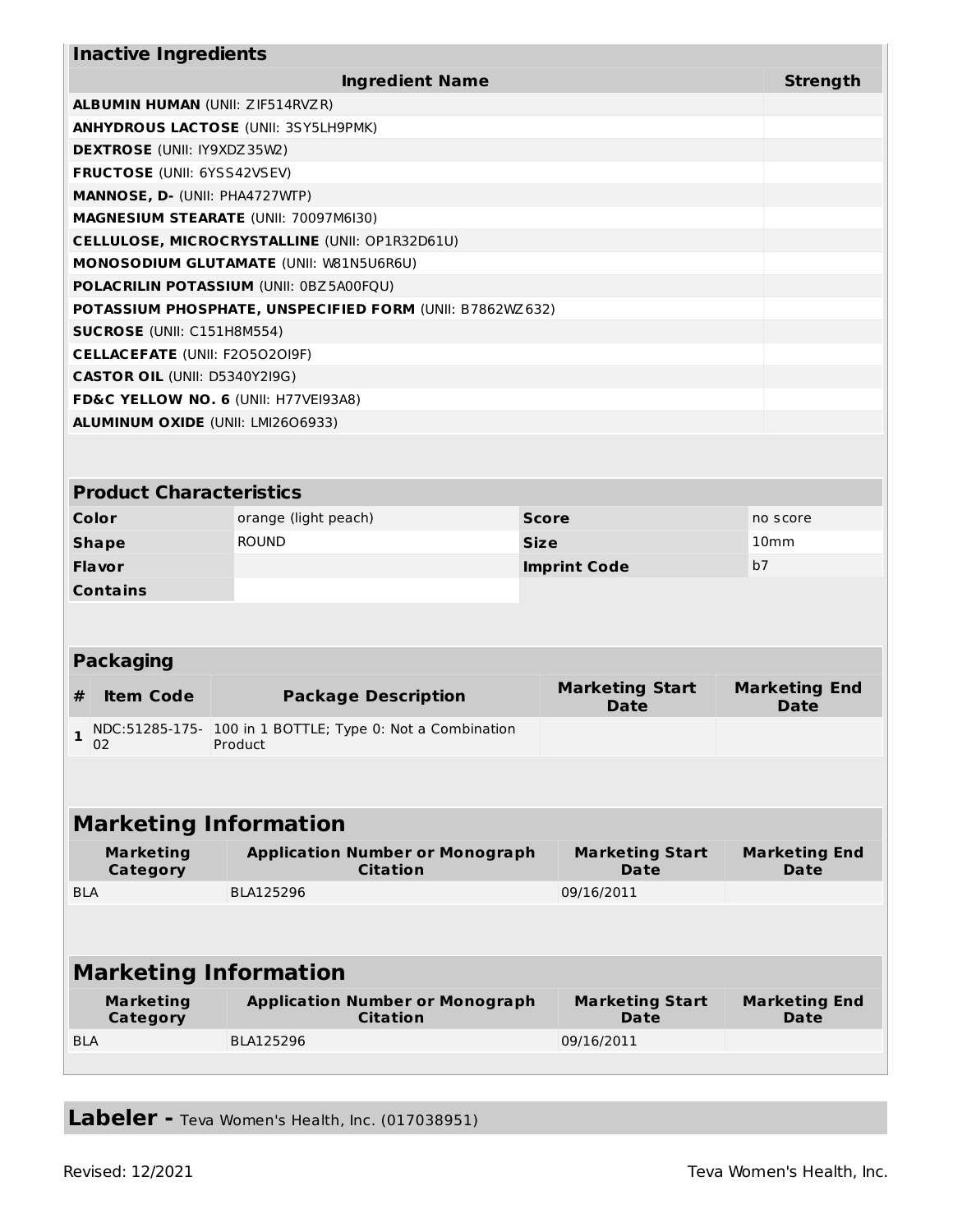| Inactive Ingredients | |
|---|---|
| **Ingredient Name** | **Strength** |
| **ALBUMIN HUMAN** (UNII: ZIF514RVZR) | |
| **ANHYDROUS LACTOSE** (UNII: 3SY5LH9PMK) | |
| **DEXTROSE** (UNII: IY9XDZ35W2) | |
| **FRUCTOSE** (UNII: 6YSS42VSEV) | |
| **MANNOSE, D-** (UNII: PHA4727WTP) | |
| **MAGNESIUM STEARATE** (UNII: 70097M6I30) | |
| **CELLULOSE, MICROCRYSTALLINE** (UNII: OP1R32D61U) | |
| **MONOSODIUM GLUTAMATE** (UNII: W81N5U6R6U) | |
| **POLACRILIN POTASSIUM** (UNII: 0BZ5A00FQU) | |
| **POTASSIUM PHOSPHATE, UNSPECIFIED FORM** (UNII: B7862WZ632) | |
| **SUCROSE** (UNII: C151H8M554) | |
| **CELLACEFATE** (UNII: F2O5O2OI9F) | |
| **CASTOR OIL** (UNII: D5340Y2I9G) | |
| **FD&C YELLOW NO. 6** (UNII: H77VEI93A8) | |
| **ALUMINUM OXIDE** (UNII: LMI26O6933) | |

| Product Characteristics | | | |
|---|---|---|---|
| **Color** | orange (light peach) | **Score** | no score |
| **Shape** | ROUND | **Size** | 10mm |
| **Flavor** | | **Imprint Code** | b7 |
| **Contains** | | | |

| Packaging | | | | |
|---|---|---|---|---|
| **#** | **Item Code** | **Package Description** | **Marketing Start Date** | **Marketing End Date** |
| 1 | NDC:51285-175-02 | 100 in 1 BOTTLE; Type 0: Not a Combination Product | | |

| Marketing Information | | | |
|---|---|---|---|
| **Marketing Category** | **Application Number or Monograph Citation** | **Marketing Start Date** | **Marketing End Date** |
| BLA | BLA125296 | 09/16/2011 | |

| Marketing Information | | | |
|---|---|---|---|
| **Marketing Category** | **Application Number or Monograph Citation** | **Marketing Start Date** | **Marketing End Date** |
| BLA | BLA125296 | 09/16/2011 | |

**Labeler -** Teva Women's Health, Inc. (017038951)

Revised: 12/2021

Teva Women's Health, Inc.